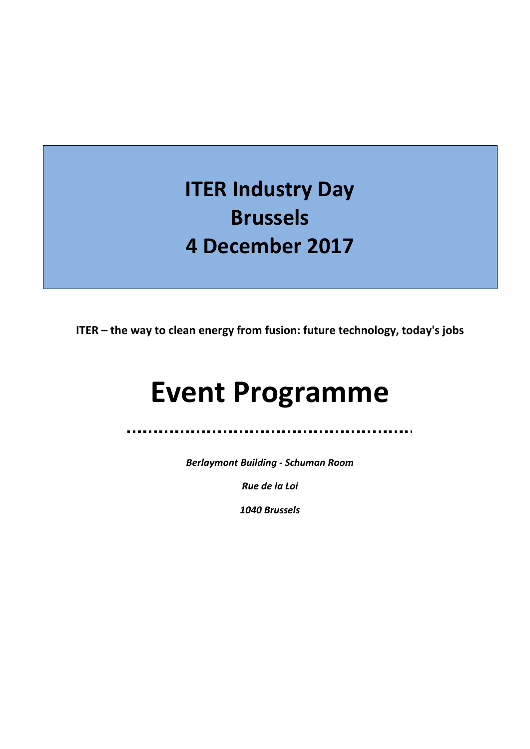# ITER Industry Day
# Brussels
# 4 December 2017

**ITER – the way to clean energy from fusion: future technology, today's jobs**

# Event Programme

*Berlaymont Building - Schuman Room*

*Rue de la Loi*

*1040 Brussels*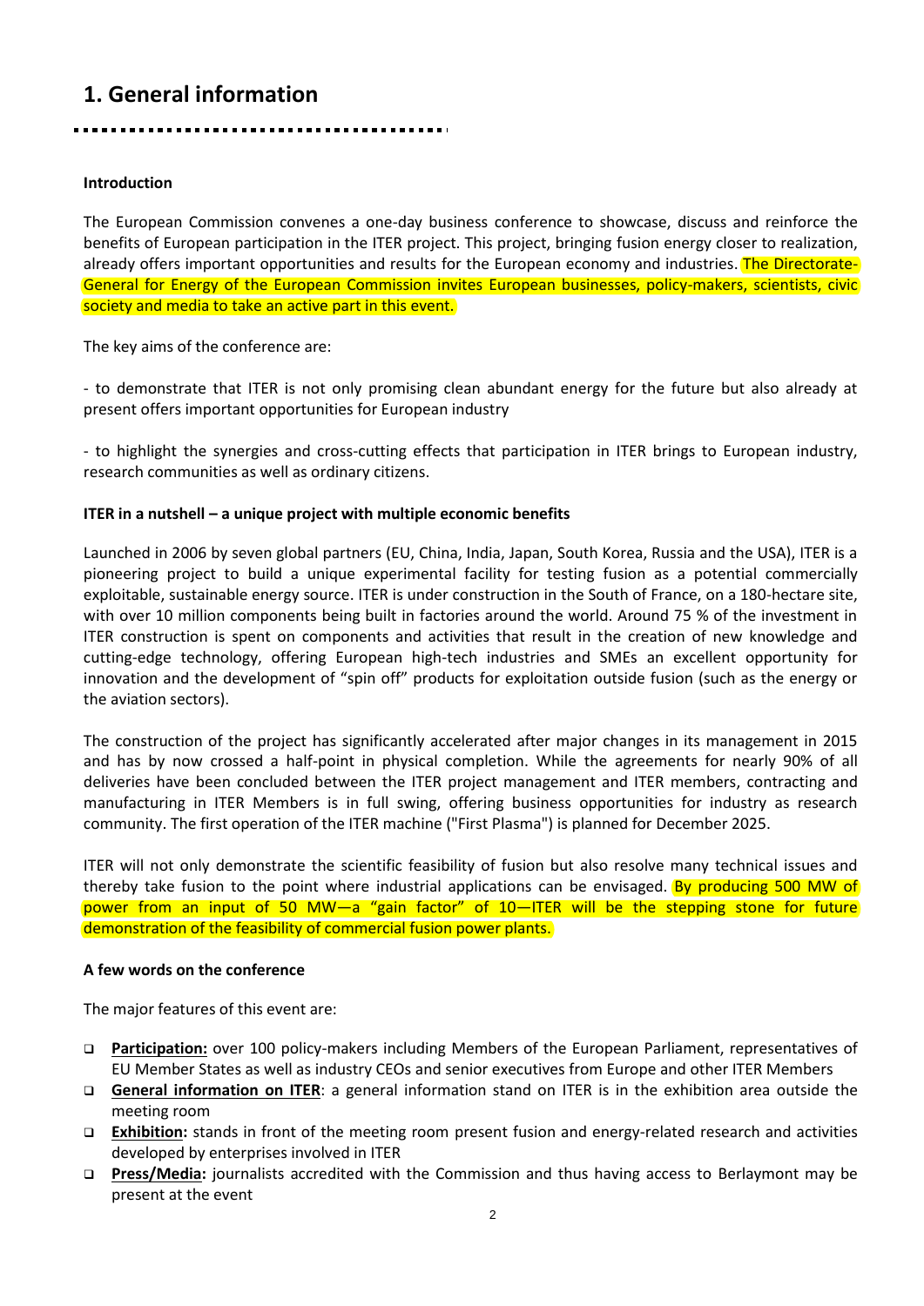# 1. General information

**Introduction**

The European Commission convenes a one-day business conference to showcase, discuss and reinforce the benefits of European participation in the ITER project. This project, bringing fusion energy closer to realization, already offers important opportunities and results for the European economy and industries. The Directorate-General for Energy of the European Commission invites European businesses, policy-makers, scientists, civic society and media to take an active part in this event.

The key aims of the conference are:

- to demonstrate that ITER is not only promising clean abundant energy for the future but also already at present offers important opportunities for European industry

- to highlight the synergies and cross-cutting effects that participation in ITER brings to European industry, research communities as well as ordinary citizens.

**ITER in a nutshell – a unique project with multiple economic benefits**

Launched in 2006 by seven global partners (EU, China, India, Japan, South Korea, Russia and the USA), ITER is a pioneering project to build a unique experimental facility for testing fusion as a potential commercially exploitable, sustainable energy source. ITER is under construction in the South of France, on a 180-hectare site, with over 10 million components being built in factories around the world. Around 75 % of the investment in ITER construction is spent on components and activities that result in the creation of new knowledge and cutting-edge technology, offering European high-tech industries and SMEs an excellent opportunity for innovation and the development of "spin off" products for exploitation outside fusion (such as the energy or the aviation sectors).

The construction of the project has significantly accelerated after major changes in its management in 2015 and has by now crossed a half-point in physical completion. While the agreements for nearly 90% of all deliveries have been concluded between the ITER project management and ITER members, contracting and manufacturing in ITER Members is in full swing, offering business opportunities for industry as research community. The first operation of the ITER machine ("First Plasma") is planned for December 2025.

ITER will not only demonstrate the scientific feasibility of fusion but also resolve many technical issues and thereby take fusion to the point where industrial applications can be envisaged. By producing 500 MW of power from an input of 50 MW—a "gain factor" of 10—ITER will be the stepping stone for future demonstration of the feasibility of commercial fusion power plants.

**A few words on the conference**

The major features of this event are:

- **Participation:** over 100 policy-makers including Members of the European Parliament, representatives of EU Member States as well as industry CEOs and senior executives from Europe and other ITER Members
- **General information on ITER**: a general information stand on ITER is in the exhibition area outside the meeting room
- **Exhibition:** stands in front of the meeting room present fusion and energy-related research and activities developed by enterprises involved in ITER
- **Press/Media:** journalists accredited with the Commission and thus having access to Berlaymont may be present at the event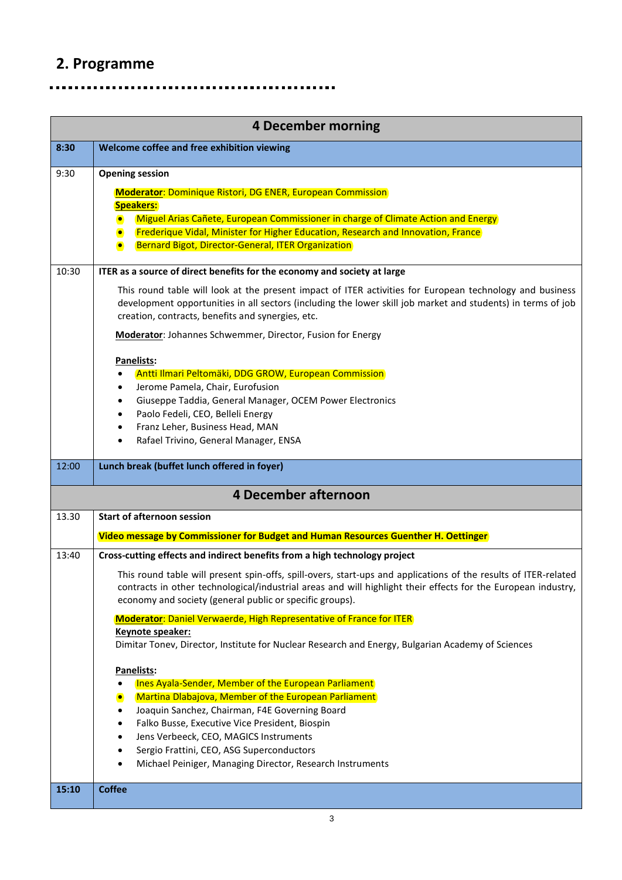## 2. Programme

| 4 December morning | |
|---|---|
| **8:30** | **Welcome coffee and free exhibition viewing** |
| 9:30 | **Opening session**<br><br>**Moderator**: Dominique Ristori, DG ENER, European Commission<br>**Speakers:**<br>• Miguel Arias Cañete, European Commissioner in charge of Climate Action and Energy<br>• Frederique Vidal, Minister for Higher Education, Research and Innovation, France<br>• Bernard Bigot, Director-General, ITER Organization |
| 10:30 | **ITER as a source of direct benefits for the economy and society at large**<br><br>This round table will look at the present impact of ITER activities for European technology and business development opportunities in all sectors (including the lower skill job market and students) in terms of job creation, contracts, benefits and synergies, etc.<br><br>**Moderator**: Johannes Schwemmer, Director, Fusion for Energy<br><br>**Panelists:**<br>• Antti Ilmari Peltomäki, DDG GROW, European Commission<br>• Jerome Pamela, Chair, Eurofusion<br>• Giuseppe Taddia, General Manager, OCEM Power Electronics<br>• Paolo Fedeli, CEO, Belleli Energy<br>• Franz Leher, Business Head, MAN<br>• Rafael Trivino, General Manager, ENSA |
| 12:00 | **Lunch break (buffet lunch offered in foyer)** |
| **4 December afternoon** | |
| 13.30 | **Start of afternoon session**<br><br>**Video message by Commissioner for Budget and Human Resources Guenther H. Oettinger** |
| 13:40 | **Cross-cutting effects and indirect benefits from a high technology project**<br><br>This round table will present spin-offs, spill-overs, start-ups and applications of the results of ITER-related contracts in other technological/industrial areas and will highlight their effects for the European industry, economy and society (general public or specific groups).<br><br>**Moderator**: Daniel Verwaerde, High Representative of France for ITER<br>**Keynote speaker:**<br>Dimitar Tonev, Director, Institute for Nuclear Research and Energy, Bulgarian Academy of Sciences<br><br>**Panelists:**<br>• Ines Ayala-Sender, Member of the European Parliament<br>• Martina Dlabajova, Member of the European Parliament<br>• Joaquin Sanchez, Chairman, F4E Governing Board<br>• Falko Busse, Executive Vice President, Biospin<br>• Jens Verbeeck, CEO, MAGICS Instruments<br>• Sergio Frattini, CEO, ASG Superconductors<br>• Michael Peiniger, Managing Director, Research Instruments |
| **15:10** | **Coffee** |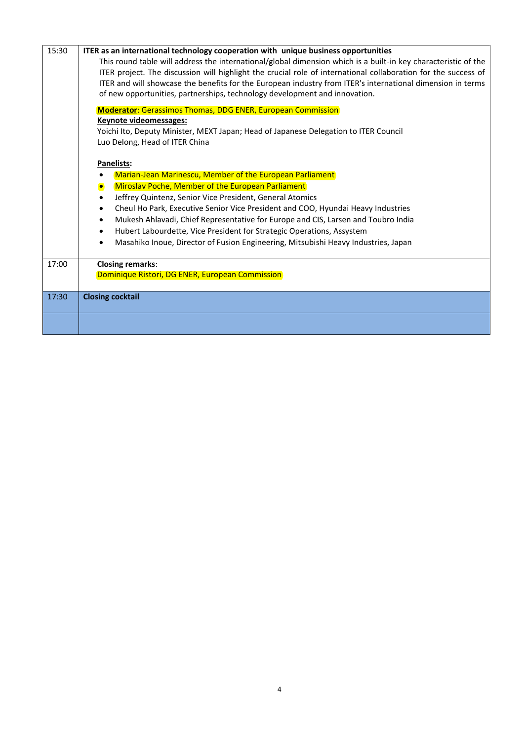| | |
|---|---|
| 15:30 | **ITER as an international technology cooperation with unique business opportunities**<br>This round table will address the international/global dimension which is a built-in key characteristic of the ITER project. The discussion will highlight the crucial role of international collaboration for the success of ITER and will showcase the benefits for the European industry from ITER's international dimension in terms of new opportunities, partnerships, technology development and innovation.<br><br>**Moderator**: Gerassimos Thomas, DDG ENER, European Commission<br>**Keynote videomessages:**<br>Yoichi Ito, Deputy Minister, MEXT Japan; Head of Japanese Delegation to ITER Council<br>Luo Delong, Head of ITER China<br><br>**Panelists:**<br>• Marian-Jean Marinescu, Member of the European Parliament<br>• Miroslav Poche, Member of the European Parliament<br>• Jeffrey Quintenz, Senior Vice President, General Atomics<br>• Cheul Ho Park, Executive Senior Vice President and COO, Hyundai Heavy Industries<br>• Mukesh Ahlavadi, Chief Representative for Europe and CIS, Larsen and Toubro India<br>• Hubert Labourdette, Vice President for Strategic Operations, Assystem<br>• Masahiko Inoue, Director of Fusion Engineering, Mitsubishi Heavy Industries, Japan |
| 17:00 | **Closing remarks**:<br>Dominique Ristori, DG ENER, European Commission |
| 17:30 | **Closing cocktail** |
| | |